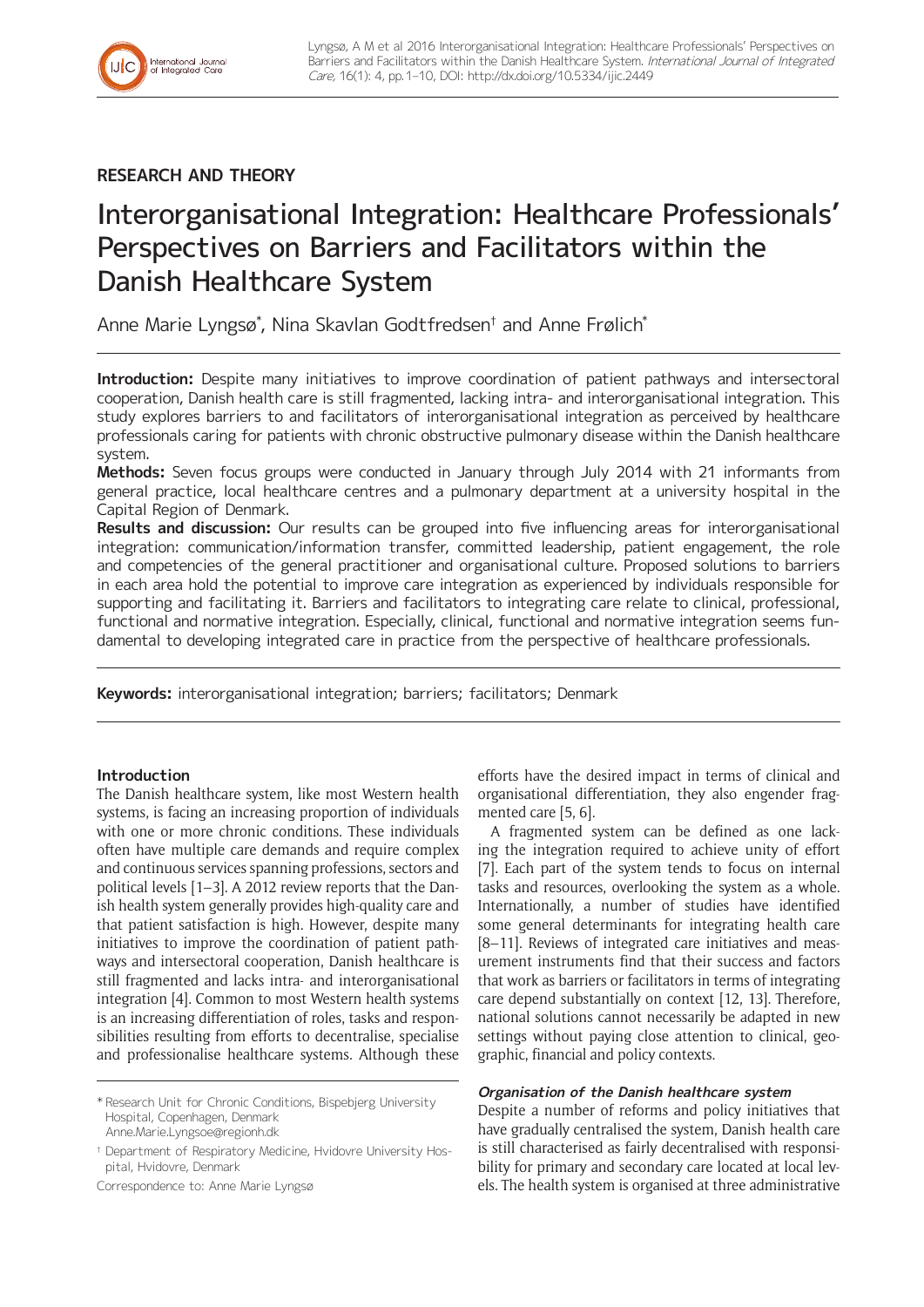Lyngsø, A M et al 2016 Interorganisational Integration: Healthcare Professionals' Perspectives on Barriers and Facilitators within the Danish Healthcare System. *International Journal of Integrated Care*, 16(1): 4, pp.1–10, DOI: http://dx.doi.org/10.5334/ijic.2449

**RESEARCH AND THEORY**

# Interorganisational Integration: Healthcare Professionals' Perspectives on Barriers and Facilitators within the Danish Healthcare System

Anne Marie Lyngsø*, Nina Skavlan Godtfredsen† and Anne Frølich*

**Introduction:** Despite many initiatives to improve coordination of patient pathways and intersectoral cooperation, Danish health care is still fragmented, lacking intra- and interorganisational integration. This study explores barriers to and facilitators of interorganisational integration as perceived by healthcare professionals caring for patients with chronic obstructive pulmonary disease within the Danish healthcare system.

**Methods:** Seven focus groups were conducted in January through July 2014 with 21 informants from general practice, local healthcare centres and a pulmonary department at a university hospital in the Capital Region of Denmark.

**Results and discussion:** Our results can be grouped into five influencing areas for interorganisational integration: communication/information transfer, committed leadership, patient engagement, the role and competencies of the general practitioner and organisational culture. Proposed solutions to barriers in each area hold the potential to improve care integration as experienced by individuals responsible for supporting and facilitating it. Barriers and facilitators to integrating care relate to clinical, professional, functional and normative integration. Especially, clinical, functional and normative integration seems fundamental to developing integrated care in practice from the perspective of healthcare professionals.

**Keywords:** interorganisational integration; barriers; facilitators; Denmark

## Introduction

The Danish healthcare system, like most Western health systems, is facing an increasing proportion of individuals with one or more chronic conditions. These individuals often have multiple care demands and require complex and continuous services spanning professions, sectors and political levels [1–3]. A 2012 review reports that the Danish health system generally provides high-quality care and that patient satisfaction is high. However, despite many initiatives to improve the coordination of patient pathways and intersectoral cooperation, Danish healthcare is still fragmented and lacks intra- and interorganisational integration [4]. Common to most Western health systems is an increasing differentiation of roles, tasks and responsibilities resulting from efforts to decentralise, specialise and professionalise healthcare systems. Although these efforts have the desired impact in terms of clinical and organisational differentiation, they also engender fragmented care [5, 6].

A fragmented system can be defined as one lacking the integration required to achieve unity of effort [7]. Each part of the system tends to focus on internal tasks and resources, overlooking the system as a whole. Internationally, a number of studies have identified some general determinants for integrating health care [8–11]. Reviews of integrated care initiatives and measurement instruments find that their success and factors that work as barriers or facilitators in terms of integrating care depend substantially on context [12, 13]. Therefore, national solutions cannot necessarily be adapted in new settings without paying close attention to clinical, geographic, financial and policy contexts.

### *Organisation of the Danish healthcare system*

Despite a number of reforms and policy initiatives that have gradually centralised the system, Danish health care is still characterised as fairly decentralised with responsibility for primary and secondary care located at local levels. The health system is organised at three administrative

\* Research Unit for Chronic Conditions, Bispebjerg University Hospital, Copenhagen, Denmark
Anne.Marie.Lyngsoe@regionh.dk

† Department of Respiratory Medicine, Hvidovre University Hospital, Hvidovre, Denmark

Correspondence to: Anne Marie Lyngsø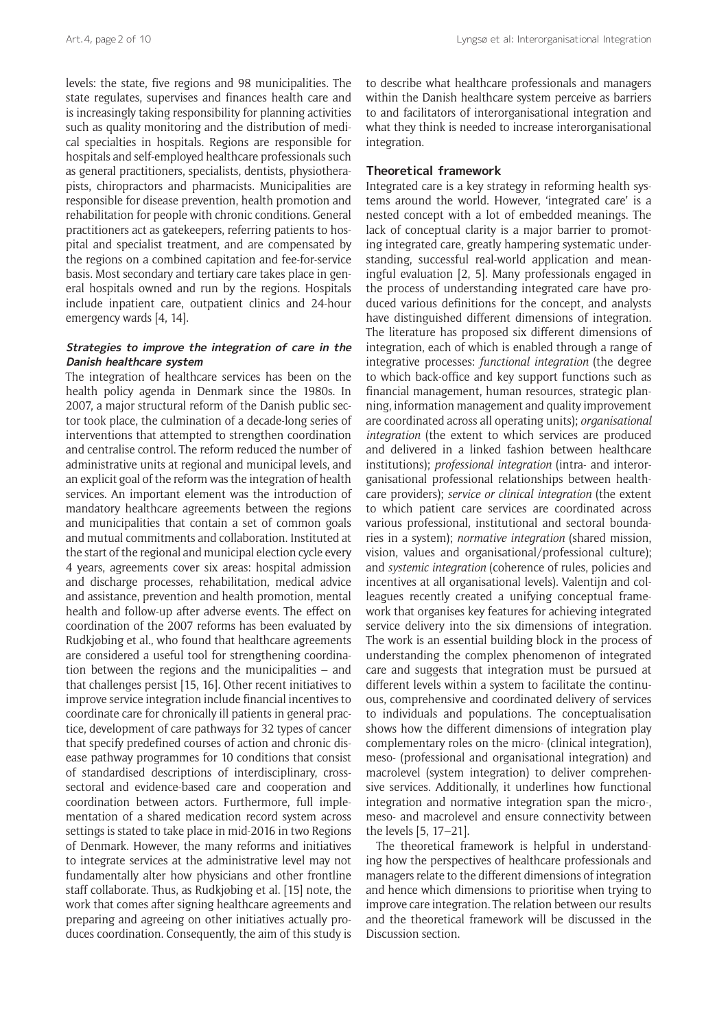levels: the state, five regions and 98 municipalities. The state regulates, supervises and finances health care and is increasingly taking responsibility for planning activities such as quality monitoring and the distribution of medical specialties in hospitals. Regions are responsible for hospitals and self-employed healthcare professionals such as general practitioners, specialists, dentists, physiotherapists, chiropractors and pharmacists. Municipalities are responsible for disease prevention, health promotion and rehabilitation for people with chronic conditions. General practitioners act as gatekeepers, referring patients to hospital and specialist treatment, and are compensated by the regions on a combined capitation and fee-for-service basis. Most secondary and tertiary care takes place in general hospitals owned and run by the regions. Hospitals include inpatient care, outpatient clinics and 24-hour emergency wards [4, 14].

### Strategies to improve the integration of care in the Danish healthcare system

The integration of healthcare services has been on the health policy agenda in Denmark since the 1980s. In 2007, a major structural reform of the Danish public sector took place, the culmination of a decade-long series of interventions that attempted to strengthen coordination and centralise control. The reform reduced the number of administrative units at regional and municipal levels, and an explicit goal of the reform was the integration of health services. An important element was the introduction of mandatory healthcare agreements between the regions and municipalities that contain a set of common goals and mutual commitments and collaboration. Instituted at the start of the regional and municipal election cycle every 4 years, agreements cover six areas: hospital admission and discharge processes, rehabilitation, medical advice and assistance, prevention and health promotion, mental health and follow-up after adverse events. The effect on coordination of the 2007 reforms has been evaluated by Rudkjøbing et al., who found that healthcare agreements are considered a useful tool for strengthening coordination between the regions and the municipalities – and that challenges persist [15, 16]. Other recent initiatives to improve service integration include financial incentives to coordinate care for chronically ill patients in general practice, development of care pathways for 32 types of cancer that specify predefined courses of action and chronic disease pathway programmes for 10 conditions that consist of standardised descriptions of interdisciplinary, cross-sectoral and evidence-based care and cooperation and coordination between actors. Furthermore, full implementation of a shared medication record system across settings is stated to take place in mid-2016 in two Regions of Denmark. However, the many reforms and initiatives to integrate services at the administrative level may not fundamentally alter how physicians and other frontline staff collaborate. Thus, as Rudkjøbing et al. [15] note, the work that comes after signing healthcare agreements and preparing and agreeing on other initiatives actually produces coordination. Consequently, the aim of this study is to describe what healthcare professionals and managers within the Danish healthcare system perceive as barriers to and facilitators of interorganisational integration and what they think is needed to increase interorganisational integration.

## Theoretical framework

Integrated care is a key strategy in reforming health systems around the world. However, 'integrated care' is a nested concept with a lot of embedded meanings. The lack of conceptual clarity is a major barrier to promoting integrated care, greatly hampering systematic understanding, successful real-world application and meaningful evaluation [2, 5]. Many professionals engaged in the process of understanding integrated care have produced various definitions for the concept, and analysts have distinguished different dimensions of integration. The literature has proposed six different dimensions of integration, each of which is enabled through a range of integrative processes: *functional integration* (the degree to which back-office and key support functions such as financial management, human resources, strategic planning, information management and quality improvement are coordinated across all operating units); *organisational integration* (the extent to which services are produced and delivered in a linked fashion between healthcare institutions); *professional integration* (intra- and interorganisational professional relationships between healthcare providers); *service or clinical integration* (the extent to which patient care services are coordinated across various professional, institutional and sectoral boundaries in a system); *normative integration* (shared mission, vision, values and organisational/professional culture); and *systemic integration* (coherence of rules, policies and incentives at all organisational levels). Valentijn and colleagues recently created a unifying conceptual framework that organises key features for achieving integrated service delivery into the six dimensions of integration. The work is an essential building block in the process of understanding the complex phenomenon of integrated care and suggests that integration must be pursued at different levels within a system to facilitate the continuous, comprehensive and coordinated delivery of services to individuals and populations. The conceptualisation shows how the different dimensions of integration play complementary roles on the micro- (clinical integration), meso- (professional and organisational integration) and macrolevel (system integration) to deliver comprehensive services. Additionally, it underlines how functional integration and normative integration span the micro-, meso- and macrolevel and ensure connectivity between the levels [5, 17–21].

The theoretical framework is helpful in understanding how the perspectives of healthcare professionals and managers relate to the different dimensions of integration and hence which dimensions to prioritise when trying to improve care integration. The relation between our results and the theoretical framework will be discussed in the Discussion section.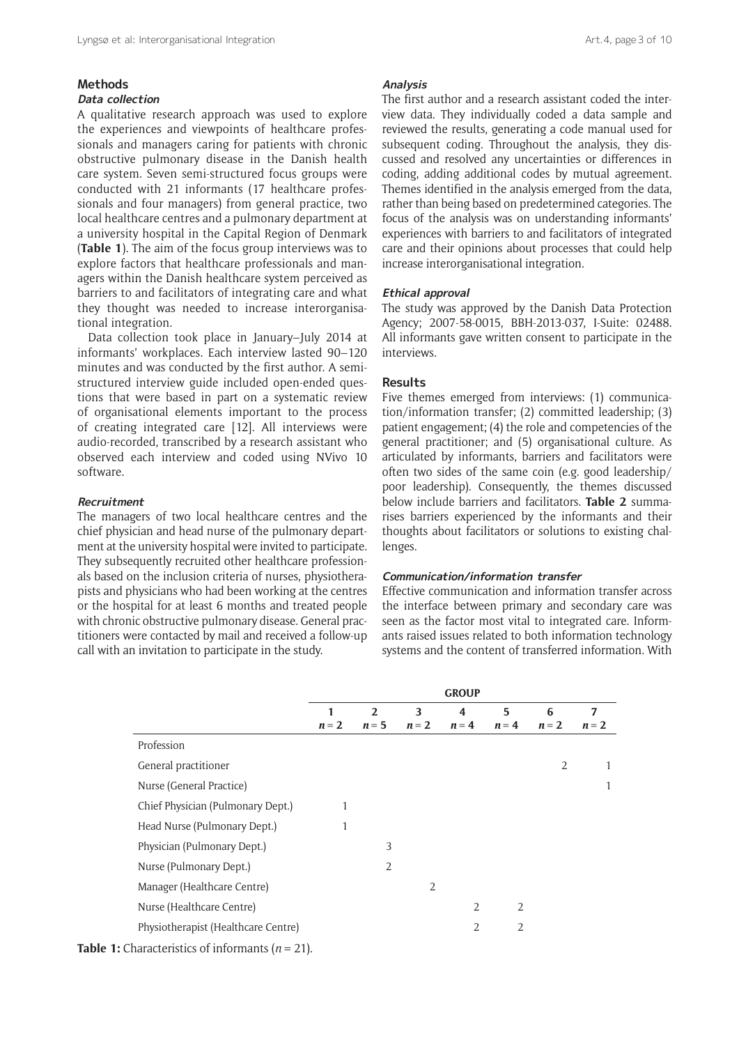## Methods

### *Data collection*

A qualitative research approach was used to explore the experiences and viewpoints of healthcare professionals and managers caring for patients with chronic obstructive pulmonary disease in the Danish health care system. Seven semi-structured focus groups were conducted with 21 informants (17 healthcare professionals and four managers) from general practice, two local healthcare centres and a pulmonary department at a university hospital in the Capital Region of Denmark (**Table 1**). The aim of the focus group interviews was to explore factors that healthcare professionals and managers within the Danish healthcare system perceived as barriers to and facilitators of integrating care and what they thought was needed to increase interorganisational integration.

Data collection took place in January–July 2014 at informants' workplaces. Each interview lasted 90–120 minutes and was conducted by the first author. A semi-structured interview guide included open-ended questions that were based in part on a systematic review of organisational elements important to the process of creating integrated care [12]. All interviews were audio-recorded, transcribed by a research assistant who observed each interview and coded using NVivo 10 software.

### *Recruitment*

The managers of two local healthcare centres and the chief physician and head nurse of the pulmonary department at the university hospital were invited to participate. They subsequently recruited other healthcare professionals based on the inclusion criteria of nurses, physiotherapists and physicians who had been working at the centres or the hospital for at least 6 months and treated people with chronic obstructive pulmonary disease. General practitioners were contacted by mail and received a follow-up call with an invitation to participate in the study.

### *Analysis*

The first author and a research assistant coded the interview data. They individually coded a data sample and reviewed the results, generating a code manual used for subsequent coding. Throughout the analysis, they discussed and resolved any uncertainties or differences in coding, adding additional codes by mutual agreement. Themes identified in the analysis emerged from the data, rather than being based on predetermined categories. The focus of the analysis was on understanding informants' experiences with barriers to and facilitators of integrated care and their opinions about processes that could help increase interorganisational integration.

### *Ethical approval*

The study was approved by the Danish Data Protection Agency; 2007-58-0015, BBH-2013-037, I-Suite: 02488. All informants gave written consent to participate in the interviews.

## Results

Five themes emerged from interviews: (1) communication/information transfer; (2) committed leadership; (3) patient engagement; (4) the role and competencies of the general practitioner; and (5) organisational culture. As articulated by informants, barriers and facilitators were often two sides of the same coin (e.g. good leadership/poor leadership). Consequently, the themes discussed below include barriers and facilitators. **Table 2** summarises barriers experienced by the informants and their thoughts about facilitators or solutions to existing challenges.

### *Communication/information transfer*

Effective communication and information transfer across the interface between primary and secondary care was seen as the factor most vital to integrated care. Informants raised issues related to both information technology systems and the content of transferred information. With

| | **GROUP** | | | | | | |
|---|---|---|---|---|---|---|---|
| | **1** $n = 2$ | **2** $n = 5$ | **3** $n = 2$ | **4** $n = 4$ | **5** $n = 4$ | **6** $n = 2$ | **7** $n = 2$ |
| Profession | | | | | | | |
| General practitioner | | | | | | 2 | 1 |
| Nurse (General Practice) | | | | | | | 1 |
| Chief Physician (Pulmonary Dept.) | 1 | | | | | | |
| Head Nurse (Pulmonary Dept.) | 1 | | | | | | |
| Physician (Pulmonary Dept.) | | 3 | | | | | |
| Nurse (Pulmonary Dept.) | | 2 | | | | | |
| Manager (Healthcare Centre) | | | 2 | | | | |
| Nurse (Healthcare Centre) | | | | 2 | 2 | | |
| Physiotherapist (Healthcare Centre) | | | | 2 | 2 | | |

**Table 1:** Characteristics of informants ($n = 21$).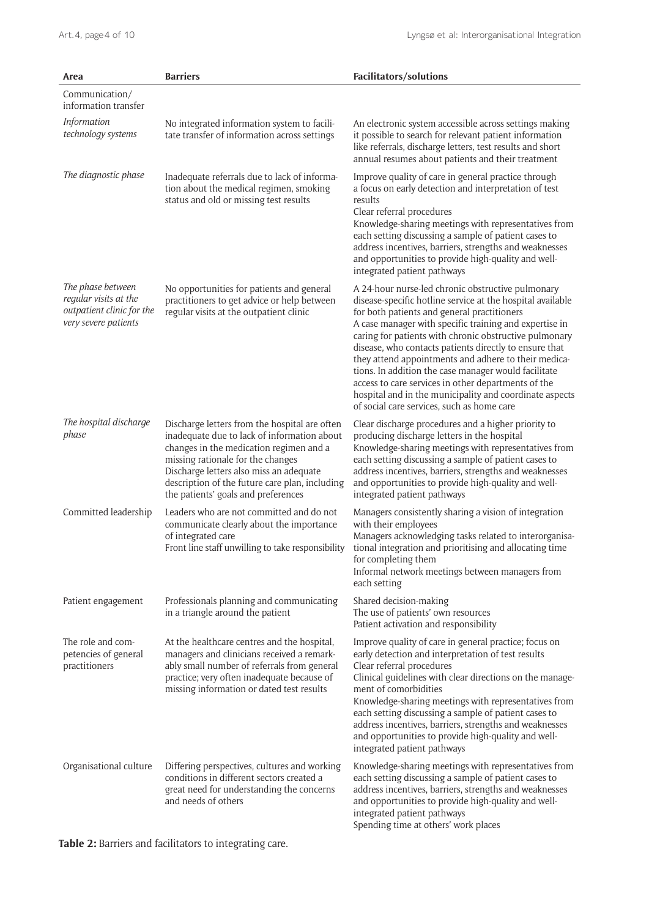| Area | Barriers | Facilitators/solutions |
|---|---|---|
| Communication/ information transfer | | |
| *Information technology systems* | No integrated information system to facilitate transfer of information across settings | An electronic system accessible across settings making it possible to search for relevant patient information like referrals, discharge letters, test results and short annual resumes about patients and their treatment |
| *The diagnostic phase* | Inadequate referrals due to lack of information about the medical regimen, smoking status and old or missing test results | Improve quality of care in general practice through a focus on early detection and interpretation of test results<br>Clear referral procedures<br>Knowledge-sharing meetings with representatives from each setting discussing a sample of patient cases to address incentives, barriers, strengths and weaknesses and opportunities to provide high-quality and well-integrated patient pathways |
| *The phase between regular visits at the outpatient clinic for the very severe patients* | No opportunities for patients and general practitioners to get advice or help between regular visits at the outpatient clinic | A 24-hour nurse-led chronic obstructive pulmonary disease-specific hotline service at the hospital available for both patients and general practitioners<br>A case manager with specific training and expertise in caring for patients with chronic obstructive pulmonary disease, who contacts patients directly to ensure that they attend appointments and adhere to their medications. In addition the case manager would facilitate access to care services in other departments of the hospital and in the municipality and coordinate aspects of social care services, such as home care |
| *The hospital discharge phase* | Discharge letters from the hospital are often inadequate due to lack of information about changes in the medication regimen and a missing rationale for the changes<br>Discharge letters also miss an adequate description of the future care plan, including the patients' goals and preferences | Clear discharge procedures and a higher priority to producing discharge letters in the hospital<br>Knowledge-sharing meetings with representatives from each setting discussing a sample of patient cases to address incentives, barriers, strengths and weaknesses and opportunities to provide high-quality and well-integrated patient pathways |
| Committed leadership | Leaders who are not committed and do not communicate clearly about the importance of integrated care<br>Front line staff unwilling to take responsibility | Managers consistently sharing a vision of integration with their employees<br>Managers acknowledging tasks related to interorganisational integration and prioritising and allocating time for completing them<br>Informal network meetings between managers from each setting |
| Patient engagement | Professionals planning and communicating in a triangle around the patient | Shared decision-making<br>The use of patients' own resources<br>Patient activation and responsibility |
| The role and competencies of general practitioners | At the healthcare centres and the hospital, managers and clinicians received a remarkably small number of referrals from general practice; very often inadequate because of missing information or dated test results | Improve quality of care in general practice; focus on early detection and interpretation of test results<br>Clear referral procedures<br>Clinical guidelines with clear directions on the management of comorbidities<br>Knowledge-sharing meetings with representatives from each setting discussing a sample of patient cases to address incentives, barriers, strengths and weaknesses and opportunities to provide high-quality and well-integrated patient pathways |
| Organisational culture | Differing perspectives, cultures and working conditions in different sectors created a great need for understanding the concerns and needs of others | Knowledge-sharing meetings with representatives from each setting discussing a sample of patient cases to address incentives, barriers, strengths and weaknesses and opportunities to provide high-quality and well-integrated patient pathways<br>Spending time at others' work places |

**Table 2:** Barriers and facilitators to integrating care.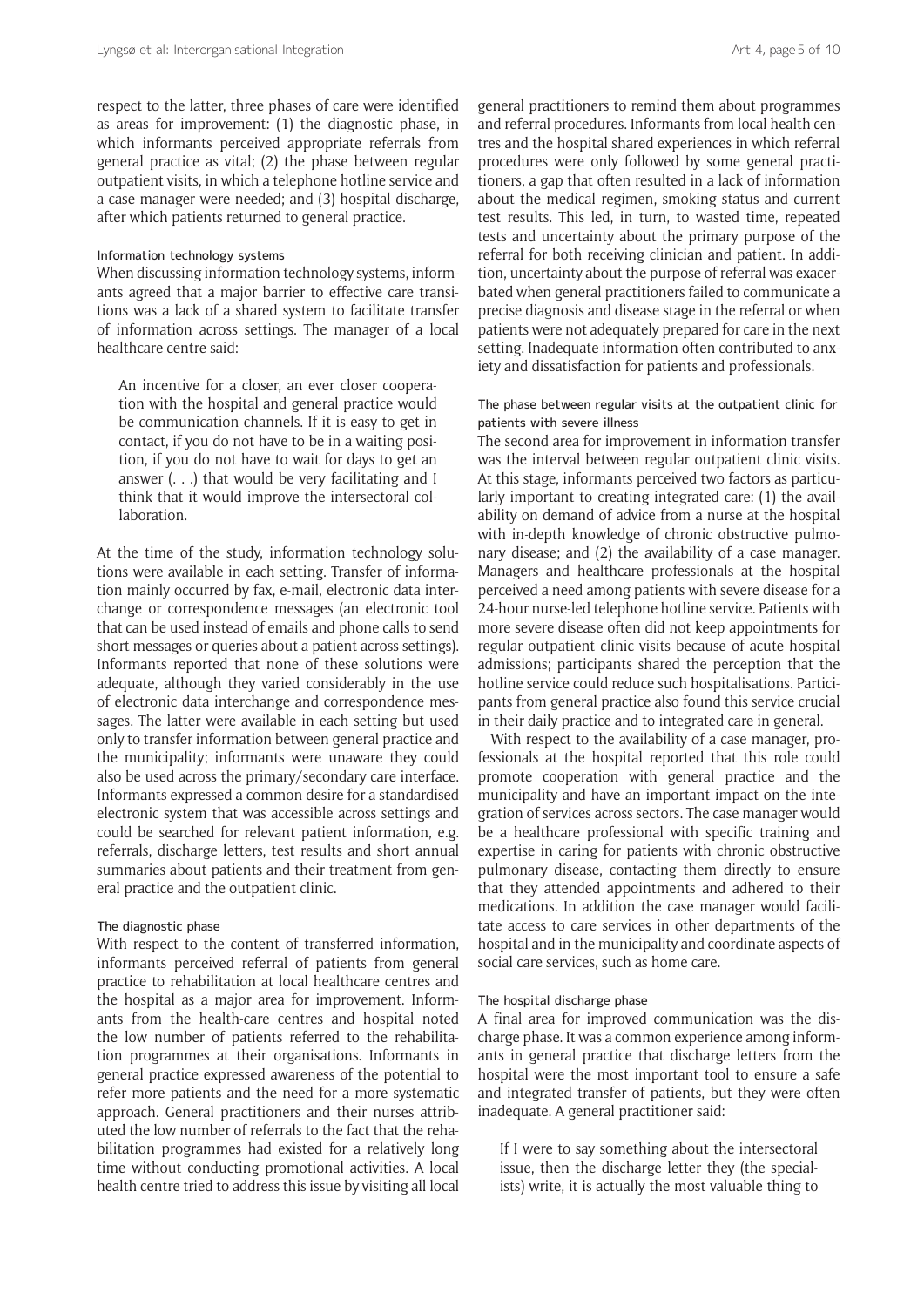respect to the latter, three phases of care were identified as areas for improvement: (1) the diagnostic phase, in which informants perceived appropriate referrals from general practice as vital; (2) the phase between regular outpatient visits, in which a telephone hotline service and a case manager were needed; and (3) hospital discharge, after which patients returned to general practice.

#### Information technology systems

When discussing information technology systems, informants agreed that a major barrier to effective care transitions was a lack of a shared system to facilitate transfer of information across settings. The manager of a local healthcare centre said:

> An incentive for a closer, an ever closer cooperation with the hospital and general practice would be communication channels. If it is easy to get in contact, if you do not have to be in a waiting position, if you do not have to wait for days to get an answer (. . .) that would be very facilitating and I think that it would improve the intersectoral collaboration.

At the time of the study, information technology solutions were available in each setting. Transfer of information mainly occurred by fax, e-mail, electronic data interchange or correspondence messages (an electronic tool that can be used instead of emails and phone calls to send short messages or queries about a patient across settings). Informants reported that none of these solutions were adequate, although they varied considerably in the use of electronic data interchange and correspondence messages. The latter were available in each setting but used only to transfer information between general practice and the municipality; informants were unaware they could also be used across the primary/secondary care interface. Informants expressed a common desire for a standardised electronic system that was accessible across settings and could be searched for relevant patient information, e.g. referrals, discharge letters, test results and short annual summaries about patients and their treatment from general practice and the outpatient clinic.

#### The diagnostic phase

With respect to the content of transferred information, informants perceived referral of patients from general practice to rehabilitation at local healthcare centres and the hospital as a major area for improvement. Informants from the health-care centres and hospital noted the low number of patients referred to the rehabilitation programmes at their organisations. Informants in general practice expressed awareness of the potential to refer more patients and the need for a more systematic approach. General practitioners and their nurses attributed the low number of referrals to the fact that the rehabilitation programmes had existed for a relatively long time without conducting promotional activities. A local health centre tried to address this issue by visiting all local general practitioners to remind them about programmes and referral procedures. Informants from local health centres and the hospital shared experiences in which referral procedures were only followed by some general practitioners, a gap that often resulted in a lack of information about the medical regimen, smoking status and current test results. This led, in turn, to wasted time, repeated tests and uncertainty about the primary purpose of the referral for both receiving clinician and patient. In addition, uncertainty about the purpose of referral was exacerbated when general practitioners failed to communicate a precise diagnosis and disease stage in the referral or when patients were not adequately prepared for care in the next setting. Inadequate information often contributed to anxiety and dissatisfaction for patients and professionals.

#### The phase between regular visits at the outpatient clinic for patients with severe illness

The second area for improvement in information transfer was the interval between regular outpatient clinic visits. At this stage, informants perceived two factors as particularly important to creating integrated care: (1) the availability on demand of advice from a nurse at the hospital with in-depth knowledge of chronic obstructive pulmonary disease; and (2) the availability of a case manager. Managers and healthcare professionals at the hospital perceived a need among patients with severe disease for a 24-hour nurse-led telephone hotline service. Patients with more severe disease often did not keep appointments for regular outpatient clinic visits because of acute hospital admissions; participants shared the perception that the hotline service could reduce such hospitalisations. Participants from general practice also found this service crucial in their daily practice and to integrated care in general.

With respect to the availability of a case manager, professionals at the hospital reported that this role could promote cooperation with general practice and the municipality and have an important impact on the integration of services across sectors. The case manager would be a healthcare professional with specific training and expertise in caring for patients with chronic obstructive pulmonary disease, contacting them directly to ensure that they attended appointments and adhered to their medications. In addition the case manager would facilitate access to care services in other departments of the hospital and in the municipality and coordinate aspects of social care services, such as home care.

#### The hospital discharge phase

A final area for improved communication was the discharge phase. It was a common experience among informants in general practice that discharge letters from the hospital were the most important tool to ensure a safe and integrated transfer of patients, but they were often inadequate. A general practitioner said:

> If I were to say something about the intersectoral issue, then the discharge letter they (the specialists) write, it is actually the most valuable thing to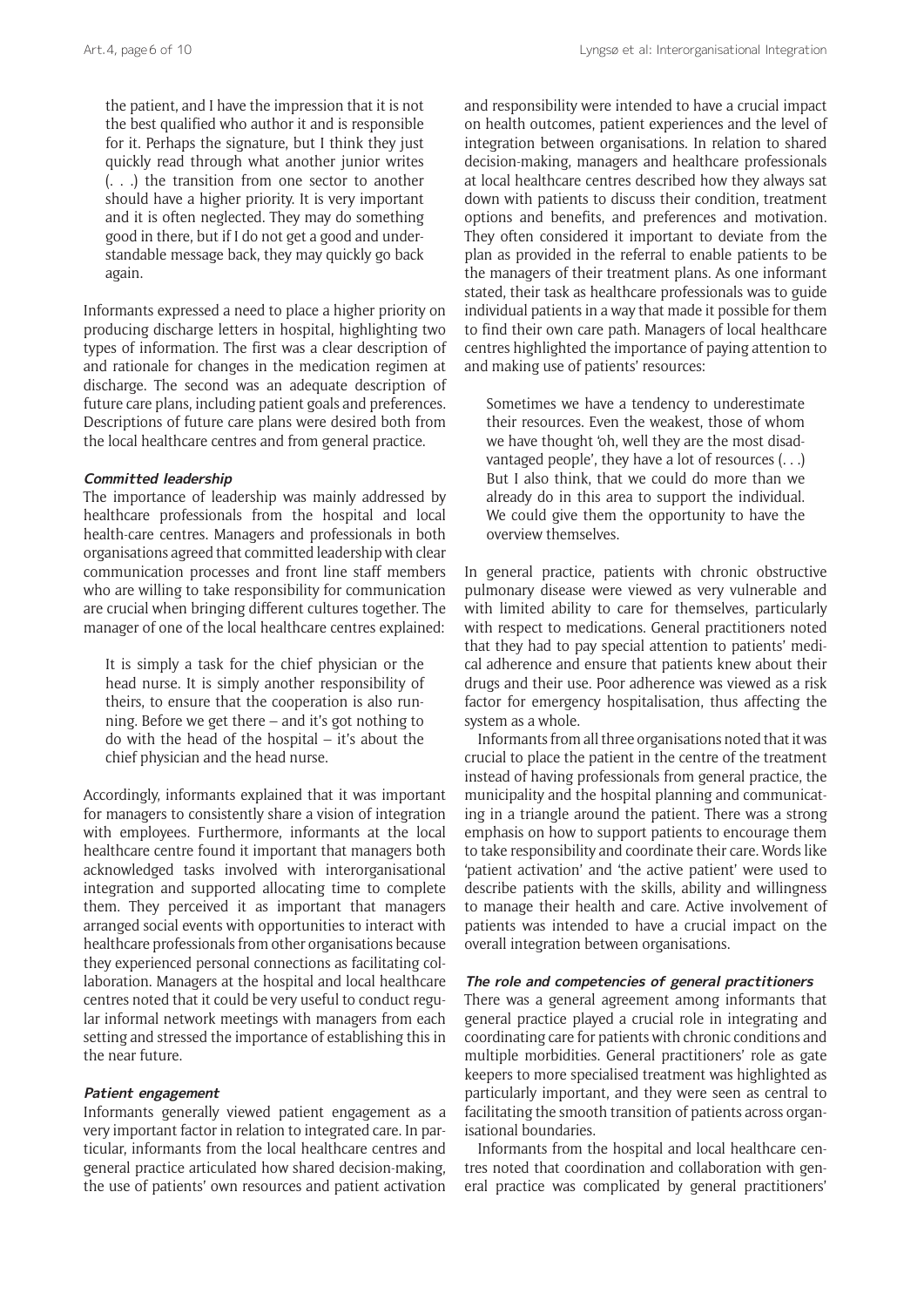> the patient, and I have the impression that it is not the best qualified who author it and is responsible for it. Perhaps the signature, but I think they just quickly read through what another junior writes (. . .) the transition from one sector to another should have a higher priority. It is very important and it is often neglected. They may do something good in there, but if I do not get a good and understandable message back, they may quickly go back again.

Informants expressed a need to place a higher priority on producing discharge letters in hospital, highlighting two types of information. The first was a clear description of and rationale for changes in the medication regimen at discharge. The second was an adequate description of future care plans, including patient goals and preferences. Descriptions of future care plans were desired both from the local healthcare centres and from general practice.

#### *Committed leadership*

The importance of leadership was mainly addressed by healthcare professionals from the hospital and local health-care centres. Managers and professionals in both organisations agreed that committed leadership with clear communication processes and front line staff members who are willing to take responsibility for communication are crucial when bringing different cultures together. The manager of one of the local healthcare centres explained:

> It is simply a task for the chief physician or the head nurse. It is simply another responsibility of theirs, to ensure that the cooperation is also running. Before we get there – and it's got nothing to do with the head of the hospital – it's about the chief physician and the head nurse.

Accordingly, informants explained that it was important for managers to consistently share a vision of integration with employees. Furthermore, informants at the local healthcare centre found it important that managers both acknowledged tasks involved with interorganisational integration and supported allocating time to complete them. They perceived it as important that managers arranged social events with opportunities to interact with healthcare professionals from other organisations because they experienced personal connections as facilitating collaboration. Managers at the hospital and local healthcare centres noted that it could be very useful to conduct regular informal network meetings with managers from each setting and stressed the importance of establishing this in the near future.

#### *Patient engagement*

Informants generally viewed patient engagement as a very important factor in relation to integrated care. In particular, informants from the local healthcare centres and general practice articulated how shared decision-making, the use of patients' own resources and patient activation and responsibility were intended to have a crucial impact on health outcomes, patient experiences and the level of integration between organisations. In relation to shared decision-making, managers and healthcare professionals at local healthcare centres described how they always sat down with patients to discuss their condition, treatment options and benefits, and preferences and motivation. They often considered it important to deviate from the plan as provided in the referral to enable patients to be the managers of their treatment plans. As one informant stated, their task as healthcare professionals was to guide individual patients in a way that made it possible for them to find their own care path. Managers of local healthcare centres highlighted the importance of paying attention to and making use of patients' resources:

> Sometimes we have a tendency to underestimate their resources. Even the weakest, those of whom we have thought 'oh, well they are the most disadvantaged people', they have a lot of resources (. . .) But I also think, that we could do more than we already do in this area to support the individual. We could give them the opportunity to have the overview themselves.

In general practice, patients with chronic obstructive pulmonary disease were viewed as very vulnerable and with limited ability to care for themselves, particularly with respect to medications. General practitioners noted that they had to pay special attention to patients' medical adherence and ensure that patients knew about their drugs and their use. Poor adherence was viewed as a risk factor for emergency hospitalisation, thus affecting the system as a whole.

Informants from all three organisations noted that it was crucial to place the patient in the centre of the treatment instead of having professionals from general practice, the municipality and the hospital planning and communicating in a triangle around the patient. There was a strong emphasis on how to support patients to encourage them to take responsibility and coordinate their care. Words like 'patient activation' and 'the active patient' were used to describe patients with the skills, ability and willingness to manage their health and care. Active involvement of patients was intended to have a crucial impact on the overall integration between organisations.

#### *The role and competencies of general practitioners*

There was a general agreement among informants that general practice played a crucial role in integrating and coordinating care for patients with chronic conditions and multiple morbidities. General practitioners' role as gate keepers to more specialised treatment was highlighted as particularly important, and they were seen as central to facilitating the smooth transition of patients across organisational boundaries.

Informants from the hospital and local healthcare centres noted that coordination and collaboration with general practice was complicated by general practitioners'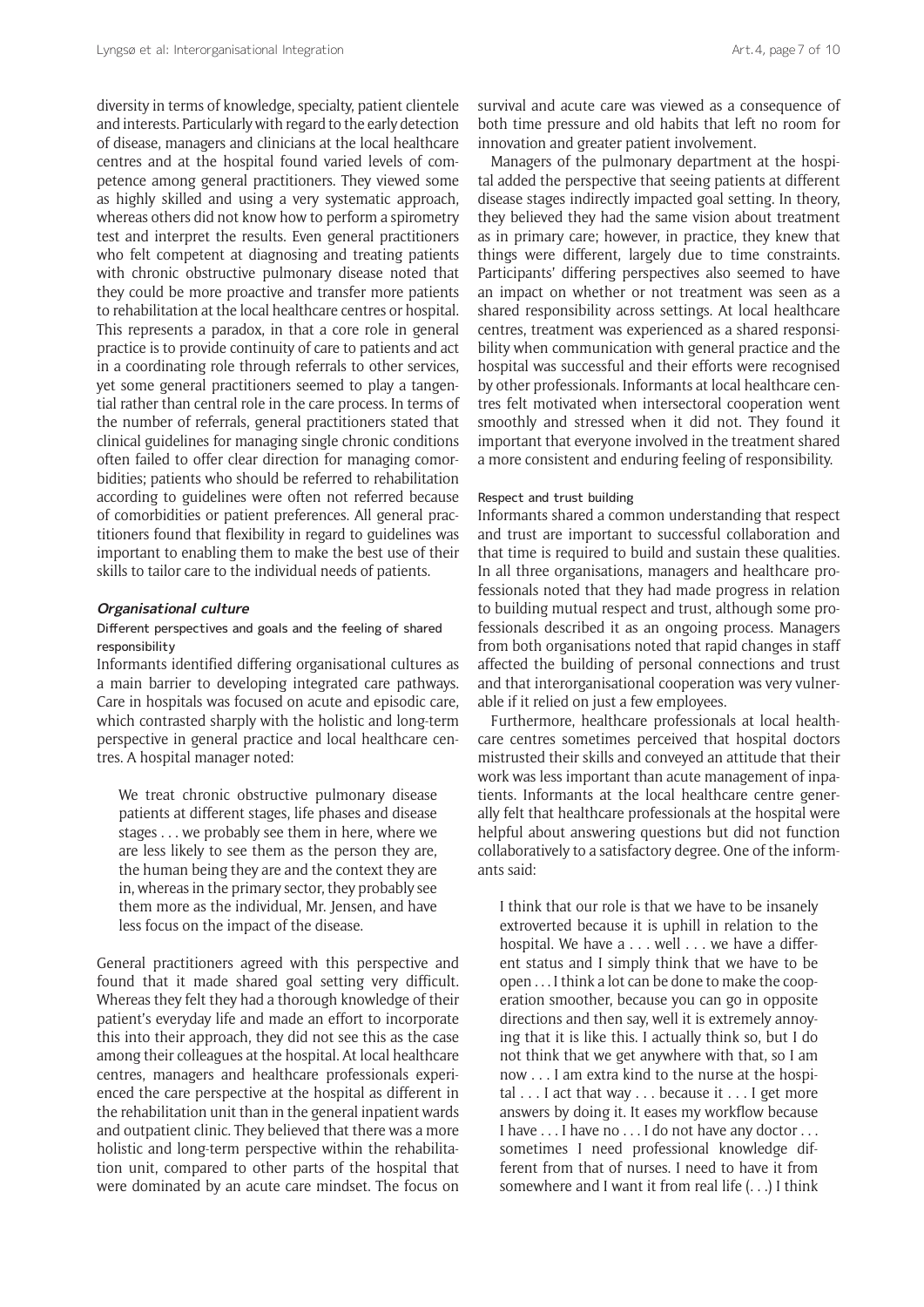diversity in terms of knowledge, specialty, patient clientele and interests. Particularly with regard to the early detection of disease, managers and clinicians at the local healthcare centres and at the hospital found varied levels of competence among general practitioners. They viewed some as highly skilled and using a very systematic approach, whereas others did not know how to perform a spirometry test and interpret the results. Even general practitioners who felt competent at diagnosing and treating patients with chronic obstructive pulmonary disease noted that they could be more proactive and transfer more patients to rehabilitation at the local healthcare centres or hospital. This represents a paradox, in that a core role in general practice is to provide continuity of care to patients and act in a coordinating role through referrals to other services, yet some general practitioners seemed to play a tangential rather than central role in the care process. In terms of the number of referrals, general practitioners stated that clinical guidelines for managing single chronic conditions often failed to offer clear direction for managing comorbidities; patients who should be referred to rehabilitation according to guidelines were often not referred because of comorbidities or patient preferences. All general practitioners found that flexibility in regard to guidelines was important to enabling them to make the best use of their skills to tailor care to the individual needs of patients.

### *Organisational culture*

#### Different perspectives and goals and the feeling of shared responsibility

Informants identified differing organisational cultures as a main barrier to developing integrated care pathways. Care in hospitals was focused on acute and episodic care, which contrasted sharply with the holistic and long-term perspective in general practice and local healthcare centres. A hospital manager noted:

> We treat chronic obstructive pulmonary disease patients at different stages, life phases and disease stages . . . we probably see them in here, where we are less likely to see them as the person they are, the human being they are and the context they are in, whereas in the primary sector, they probably see them more as the individual, Mr. Jensen, and have less focus on the impact of the disease.

General practitioners agreed with this perspective and found that it made shared goal setting very difficult. Whereas they felt they had a thorough knowledge of their patient's everyday life and made an effort to incorporate this into their approach, they did not see this as the case among their colleagues at the hospital. At local healthcare centres, managers and healthcare professionals experienced the care perspective at the hospital as different in the rehabilitation unit than in the general inpatient wards and outpatient clinic. They believed that there was a more holistic and long-term perspective within the rehabilitation unit, compared to other parts of the hospital that were dominated by an acute care mindset. The focus on survival and acute care was viewed as a consequence of both time pressure and old habits that left no room for innovation and greater patient involvement.

Managers of the pulmonary department at the hospital added the perspective that seeing patients at different disease stages indirectly impacted goal setting. In theory, they believed they had the same vision about treatment as in primary care; however, in practice, they knew that things were different, largely due to time constraints. Participants' differing perspectives also seemed to have an impact on whether or not treatment was seen as a shared responsibility across settings. At local healthcare centres, treatment was experienced as a shared responsibility when communication with general practice and the hospital was successful and their efforts were recognised by other professionals. Informants at local healthcare centres felt motivated when intersectoral cooperation went smoothly and stressed when it did not. They found it important that everyone involved in the treatment shared a more consistent and enduring feeling of responsibility.

#### Respect and trust building

Informants shared a common understanding that respect and trust are important to successful collaboration and that time is required to build and sustain these qualities. In all three organisations, managers and healthcare professionals noted that they had made progress in relation to building mutual respect and trust, although some professionals described it as an ongoing process. Managers from both organisations noted that rapid changes in staff affected the building of personal connections and trust and that interorganisational cooperation was very vulnerable if it relied on just a few employees.

Furthermore, healthcare professionals at local healthcare centres sometimes perceived that hospital doctors mistrusted their skills and conveyed an attitude that their work was less important than acute management of inpatients. Informants at the local healthcare centre generally felt that healthcare professionals at the hospital were helpful about answering questions but did not function collaboratively to a satisfactory degree. One of the informants said:

> I think that our role is that we have to be insanely extroverted because it is uphill in relation to the hospital. We have a . . . well . . . we have a different status and I simply think that we have to be open . . . I think a lot can be done to make the cooperation smoother, because you can go in opposite directions and then say, well it is extremely annoying that it is like this. I actually think so, but I do not think that we get anywhere with that, so I am now . . . I am extra kind to the nurse at the hospital . . . I act that way . . . because it . . . I get more answers by doing it. It eases my workflow because I have . . . I have no . . . I do not have any doctor . . . sometimes I need professional knowledge different from that of nurses. I need to have it from somewhere and I want it from real life (. . .) I think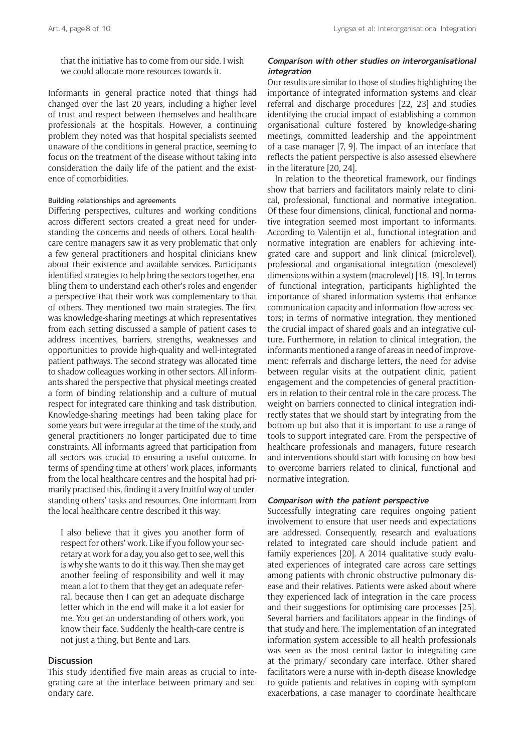that the initiative has to come from our side. I wish we could allocate more resources towards it.

Informants in general practice noted that things had changed over the last 20 years, including a higher level of trust and respect between themselves and healthcare professionals at the hospitals. However, a continuing problem they noted was that hospital specialists seemed unaware of the conditions in general practice, seeming to focus on the treatment of the disease without taking into consideration the daily life of the patient and the existence of comorbidities.

#### Building relationships and agreements

Differing perspectives, cultures and working conditions across different sectors created a great need for understanding the concerns and needs of others. Local healthcare centre managers saw it as very problematic that only a few general practitioners and hospital clinicians knew about their existence and available services. Participants identified strategies to help bring the sectors together, enabling them to understand each other's roles and engender a perspective that their work was complementary to that of others. They mentioned two main strategies. The first was knowledge-sharing meetings at which representatives from each setting discussed a sample of patient cases to address incentives, barriers, strengths, weaknesses and opportunities to provide high-quality and well-integrated patient pathways. The second strategy was allocated time to shadow colleagues working in other sectors. All informants shared the perspective that physical meetings created a form of binding relationship and a culture of mutual respect for integrated care thinking and task distribution. Knowledge-sharing meetings had been taking place for some years but were irregular at the time of the study, and general practitioners no longer participated due to time constraints. All informants agreed that participation from all sectors was crucial to ensuring a useful outcome. In terms of spending time at others' work places, informants from the local healthcare centres and the hospital had primarily practised this, finding it a very fruitful way of understanding others' tasks and resources. One informant from the local healthcare centre described it this way:

> I also believe that it gives you another form of respect for others' work. Like if you follow your secretary at work for a day, you also get to see, well this is why she wants to do it this way. Then she may get another feeling of responsibility and well it may mean a lot to them that they get an adequate referral, because then I can get an adequate discharge letter which in the end will make it a lot easier for me. You get an understanding of others work, you know their face. Suddenly the health-care centre is not just a thing, but Bente and Lars.

## Discussion

This study identified five main areas as crucial to integrating care at the interface between primary and secondary care.

### *Comparison with other studies on interorganisational integration*

Our results are similar to those of studies highlighting the importance of integrated information systems and clear referral and discharge procedures [22, 23] and studies identifying the crucial impact of establishing a common organisational culture fostered by knowledge-sharing meetings, committed leadership and the appointment of a case manager [7, 9]. The impact of an interface that reflects the patient perspective is also assessed elsewhere in the literature [20, 24].

In relation to the theoretical framework, our findings show that barriers and facilitators mainly relate to clinical, professional, functional and normative integration. Of these four dimensions, clinical, functional and normative integration seemed most important to informants. According to Valentijn et al., functional integration and normative integration are enablers for achieving integrated care and support and link clinical (microlevel), professional and organisational integration (mesolevel) dimensions within a system (macrolevel) [18, 19]. In terms of functional integration, participants highlighted the importance of shared information systems that enhance communication capacity and information flow across sectors; in terms of normative integration, they mentioned the crucial impact of shared goals and an integrative culture. Furthermore, in relation to clinical integration, the informants mentioned a range of areas in need of improvement: referrals and discharge letters, the need for advise between regular visits at the outpatient clinic, patient engagement and the competencies of general practitioners in relation to their central role in the care process. The weight on barriers connected to clinical integration indirectly states that we should start by integrating from the bottom up but also that it is important to use a range of tools to support integrated care. From the perspective of healthcare professionals and managers, future research and interventions should start with focusing on how best to overcome barriers related to clinical, functional and normative integration.

### *Comparison with the patient perspective*

Successfully integrating care requires ongoing patient involvement to ensure that user needs and expectations are addressed. Consequently, research and evaluations related to integrated care should include patient and family experiences [20]. A 2014 qualitative study evaluated experiences of integrated care across care settings among patients with chronic obstructive pulmonary disease and their relatives. Patients were asked about where they experienced lack of integration in the care process and their suggestions for optimising care processes [25]. Several barriers and facilitators appear in the findings of that study and here. The implementation of an integrated information system accessible to all health professionals was seen as the most central factor to integrating care at the primary/ secondary care interface. Other shared facilitators were a nurse with in-depth disease knowledge to guide patients and relatives in coping with symptom exacerbations, a case manager to coordinate healthcare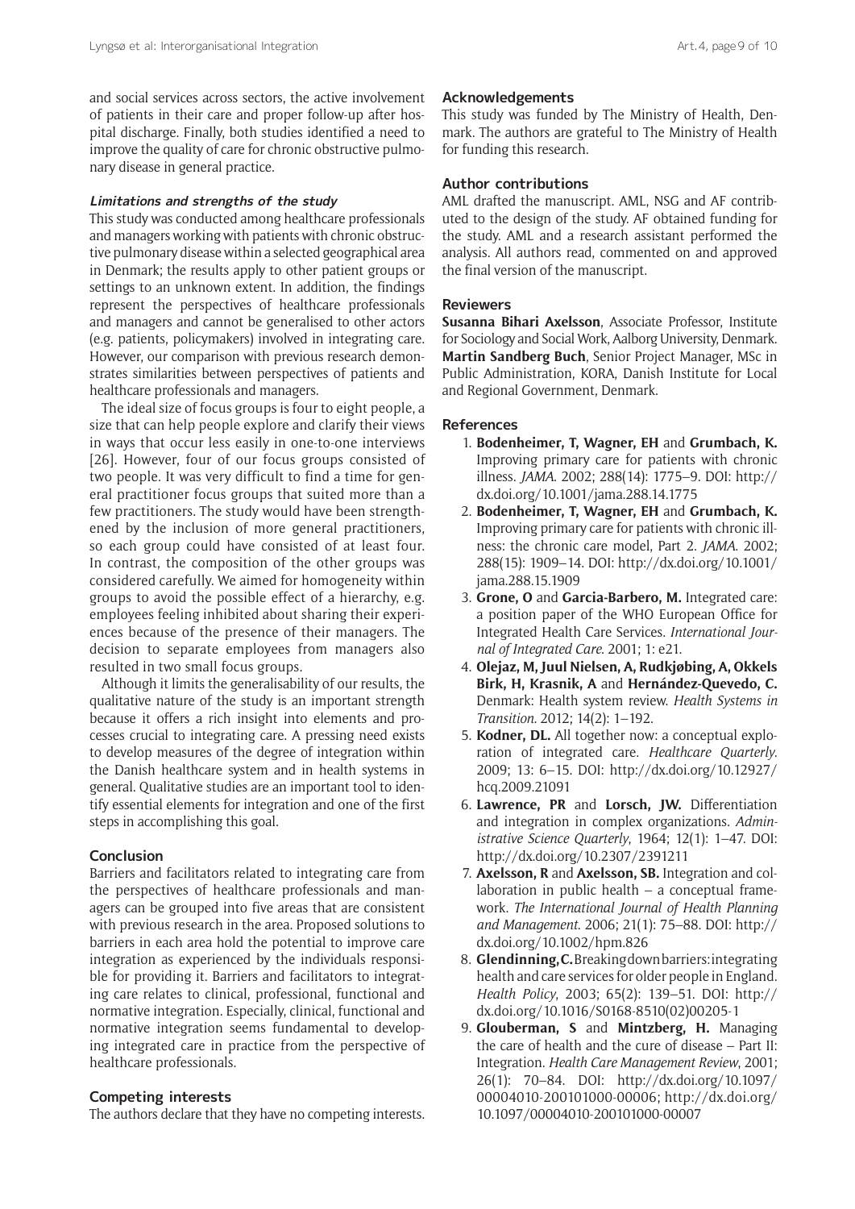and social services across sectors, the active involvement of patients in their care and proper follow-up after hospital discharge. Finally, both studies identified a need to improve the quality of care for chronic obstructive pulmonary disease in general practice.

#### *Limitations and strengths of the study*

This study was conducted among healthcare professionals and managers working with patients with chronic obstructive pulmonary disease within a selected geographical area in Denmark; the results apply to other patient groups or settings to an unknown extent. In addition, the findings represent the perspectives of healthcare professionals and managers and cannot be generalised to other actors (e.g. patients, policymakers) involved in integrating care. However, our comparison with previous research demonstrates similarities between perspectives of patients and healthcare professionals and managers.

The ideal size of focus groups is four to eight people, a size that can help people explore and clarify their views in ways that occur less easily in one-to-one interviews [26]. However, four of our focus groups consisted of two people. It was very difficult to find a time for general practitioner focus groups that suited more than a few practitioners. The study would have been strengthened by the inclusion of more general practitioners, so each group could have consisted of at least four. In contrast, the composition of the other groups was considered carefully. We aimed for homogeneity within groups to avoid the possible effect of a hierarchy, e.g. employees feeling inhibited about sharing their experiences because of the presence of their managers. The decision to separate employees from managers also resulted in two small focus groups.

Although it limits the generalisability of our results, the qualitative nature of the study is an important strength because it offers a rich insight into elements and processes crucial to integrating care. A pressing need exists to develop measures of the degree of integration within the Danish healthcare system and in health systems in general. Qualitative studies are an important tool to identify essential elements for integration and one of the first steps in accomplishing this goal.

## Conclusion

Barriers and facilitators related to integrating care from the perspectives of healthcare professionals and managers can be grouped into five areas that are consistent with previous research in the area. Proposed solutions to barriers in each area hold the potential to improve care integration as experienced by the individuals responsible for providing it. Barriers and facilitators to integrating care relates to clinical, professional, functional and normative integration. Especially, clinical, functional and normative integration seems fundamental to developing integrated care in practice from the perspective of healthcare professionals.

## Competing interests

The authors declare that they have no competing interests.

## Acknowledgements

This study was funded by The Ministry of Health, Denmark. The authors are grateful to The Ministry of Health for funding this research.

## Author contributions

AML drafted the manuscript. AML, NSG and AF contributed to the design of the study. AF obtained funding for the study. AML and a research assistant performed the analysis. All authors read, commented on and approved the final version of the manuscript.

## Reviewers

**Susanna Bihari Axelsson**, Associate Professor, Institute for Sociology and Social Work, Aalborg University, Denmark.
**Martin Sandberg Buch**, Senior Project Manager, MSc in Public Administration, KORA, Danish Institute for Local and Regional Government, Denmark.

## References

1. **Bodenheimer, T, Wagner, EH** and **Grumbach, K.** Improving primary care for patients with chronic illness. *JAMA*. 2002; 288(14): 1775–9. DOI: http://dx.doi.org/10.1001/jama.288.14.1775
2. **Bodenheimer, T, Wagner, EH** and **Grumbach, K.** Improving primary care for patients with chronic illness: the chronic care model, Part 2. *JAMA*. 2002; 288(15): 1909–14. DOI: http://dx.doi.org/10.1001/jama.288.15.1909
3. **Grone, O** and **Garcia-Barbero, M.** Integrated care: a position paper of the WHO European Office for Integrated Health Care Services. *International Journal of Integrated Care*. 2001; 1: e21.
4. **Olejaz, M, Juul Nielsen, A, Rudkjøbing, A, Okkels Birk, H, Krasnik, A** and **Hernández-Quevedo, C.** Denmark: Health system review. *Health Systems in Transition*. 2012; 14(2): 1–192.
5. **Kodner, DL.** All together now: a conceptual exploration of integrated care. *Healthcare Quarterly*. 2009; 13: 6–15. DOI: http://dx.doi.org/10.12927/hcq.2009.21091
6. **Lawrence, PR** and **Lorsch, JW.** Differentiation and integration in complex organizations. *Administrative Science Quarterly*, 1964; 12(1): 1–47. DOI: http://dx.doi.org/10.2307/2391211
7. **Axelsson, R** and **Axelsson, SB.** Integration and collaboration in public health – a conceptual framework. *The International Journal of Health Planning and Management*. 2006; 21(1): 75–88. DOI: http://dx.doi.org/10.1002/hpm.826
8. **Glendinning, C.** Breaking down barriers: integrating health and care services for older people in England. *Health Policy*, 2003; 65(2): 139–51. DOI: http://dx.doi.org/10.1016/S0168-8510(02)00205-1
9. **Glouberman, S** and **Mintzberg, H.** Managing the care of health and the cure of disease – Part II: Integration. *Health Care Management Review*, 2001; 26(1): 70–84. DOI: http://dx.doi.org/10.1097/00004010-200101000-00006; http://dx.doi.org/10.1097/00004010-200101000-00007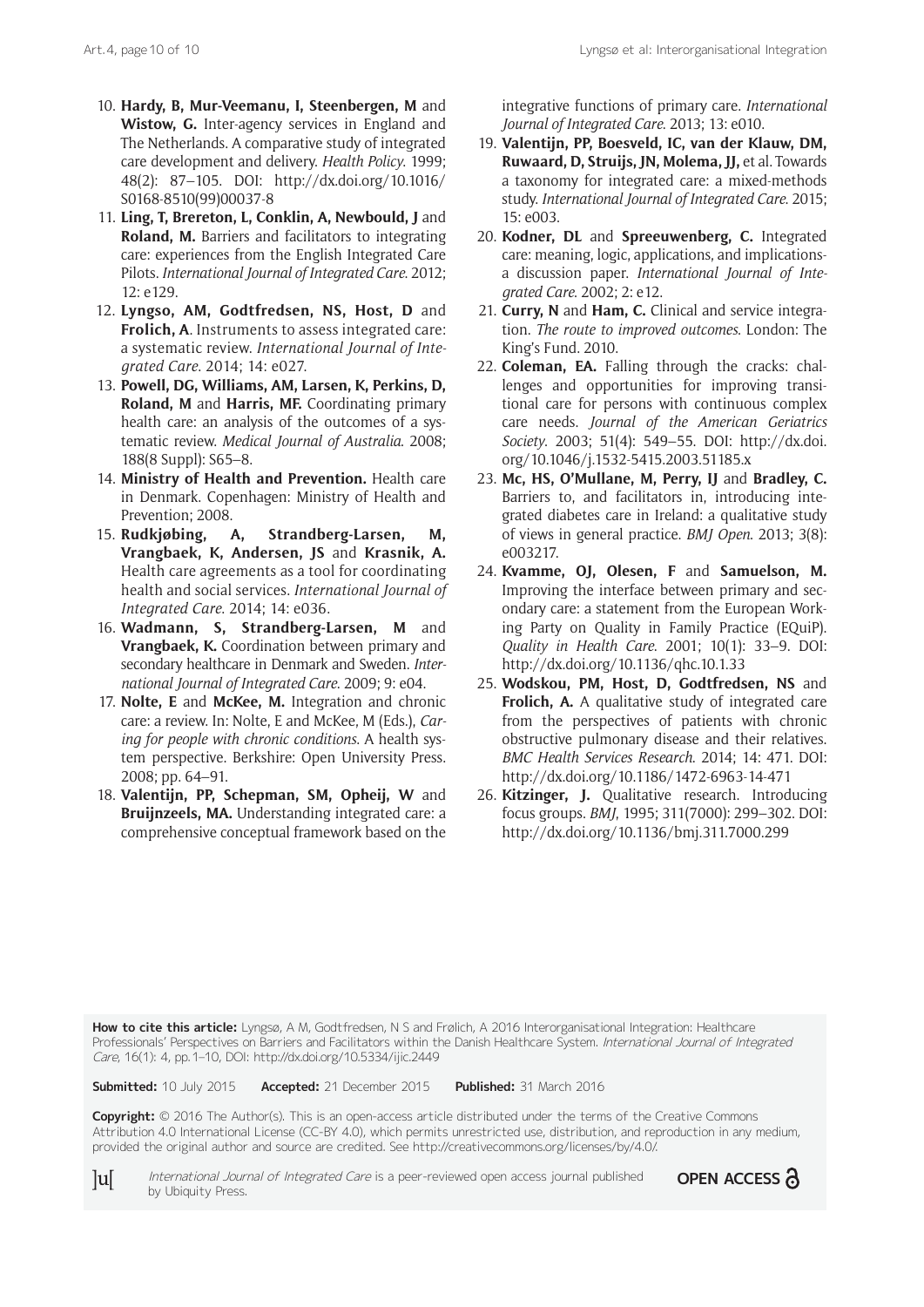10. **Hardy, B, Mur-Veemanu, I, Steenbergen, M** and **Wistow, G.** Inter-agency services in England and The Netherlands. A comparative study of integrated care development and delivery. *Health Policy*. 1999; 48(2): 87–105. DOI: http://dx.doi.org/10.1016/S0168-8510(99)00037-8
11. **Ling, T, Brereton, L, Conklin, A, Newbould, J** and **Roland, M.** Barriers and facilitators to integrating care: experiences from the English Integrated Care Pilots. *International Journal of Integrated Care*. 2012; 12: e129.
12. **Lyngso, AM, Godtfredsen, NS, Host, D** and **Frolich, A**. Instruments to assess integrated care: a systematic review. *International Journal of Integrated Care*. 2014; 14: e027.
13. **Powell, DG, Williams, AM, Larsen, K, Perkins, D, Roland, M** and **Harris, MF.** Coordinating primary health care: an analysis of the outcomes of a systematic review. *Medical Journal of Australia*. 2008; 188(8 Suppl): S65–8.
14. **Ministry of Health and Prevention.** Health care in Denmark. Copenhagen: Ministry of Health and Prevention; 2008.
15. **Rudkjøbing, A, Strandberg-Larsen, M, Vrangbaek, K, Andersen, JS** and **Krasnik, A.** Health care agreements as a tool for coordinating health and social services. *International Journal of Integrated Care*. 2014; 14: e036.
16. **Wadmann, S, Strandberg-Larsen, M** and **Vrangbaek, K.** Coordination between primary and secondary healthcare in Denmark and Sweden. *International Journal of Integrated Care*. 2009; 9: e04.
17. **Nolte, E** and **McKee, M.** Integration and chronic care: a review. In: Nolte, E and McKee, M (Eds.), *Caring for people with chronic conditions*. A health system perspective. Berkshire: Open University Press. 2008; pp. 64–91.
18. **Valentijn, PP, Schepman, SM, Opheij, W** and **Bruijnzeels, MA.** Understanding integrated care: a comprehensive conceptual framework based on the integrative functions of primary care. *International Journal of Integrated Care*. 2013; 13: e010.
19. **Valentijn, PP, Boesveld, IC, van der Klauw, DM, Ruwaard, D, Struijs, JN, Molema, JJ,** et al. Towards a taxonomy for integrated care: a mixed-methods study. *International Journal of Integrated Care*. 2015; 15: e003.
20. **Kodner, DL** and **Spreeuwenberg, C.** Integrated care: meaning, logic, applications, and implications-a discussion paper. *International Journal of Integrated Care*. 2002; 2: e12.
21. **Curry, N** and **Ham, C.** Clinical and service integration. *The route to improved outcomes*. London: The King's Fund. 2010.
22. **Coleman, EA.** Falling through the cracks: challenges and opportunities for improving transitional care for persons with continuous complex care needs. *Journal of the American Geriatrics Society*. 2003; 51(4): 549–55. DOI: http://dx.doi.org/10.1046/j.1532-5415.2003.51185.x
23. **Mc, HS, O'Mullane, M, Perry, IJ** and **Bradley, C.** Barriers to, and facilitators in, introducing integrated diabetes care in Ireland: a qualitative study of views in general practice. *BMJ Open*. 2013; 3(8): e003217.
24. **Kvamme, OJ, Olesen, F** and **Samuelson, M.** Improving the interface between primary and secondary care: a statement from the European Working Party on Quality in Family Practice (EQuiP). *Quality in Health Care*. 2001; 10(1): 33–9. DOI: http://dx.doi.org/10.1136/qhc.10.1.33
25. **Wodskou, PM, Host, D, Godtfredsen, NS** and **Frolich, A.** A qualitative study of integrated care from the perspectives of patients with chronic obstructive pulmonary disease and their relatives. *BMC Health Services Research*. 2014; 14: 471. DOI: http://dx.doi.org/10.1186/1472-6963-14-471
26. **Kitzinger, J.** Qualitative research. Introducing focus groups. *BMJ*, 1995; 311(7000): 299–302. DOI: http://dx.doi.org/10.1136/bmj.311.7000.299

**How to cite this article:** Lyngsø, A M, Godtfredsen, N S and Frølich, A 2016 Interorganisational Integration: Healthcare Professionals' Perspectives on Barriers and Facilitators within the Danish Healthcare System. *International Journal of Integrated Care*, 16(1): 4, pp. 1–10, DOI: http://dx.doi.org/10.5334/ijic.2449

**Submitted:** 10 July 2015 **Accepted:** 21 December 2015 **Published:** 31 March 2016

**Copyright:** © 2016 The Author(s). This is an open-access article distributed under the terms of the Creative Commons Attribution 4.0 International License (CC-BY 4.0), which permits unrestricted use, distribution, and reproduction in any medium, provided the original author and source are credited. See http://creativecommons.org/licenses/by/4.0/.

*International Journal of Integrated Care* is a peer-reviewed open access journal published by Ubiquity Press.

**OPEN ACCESS**